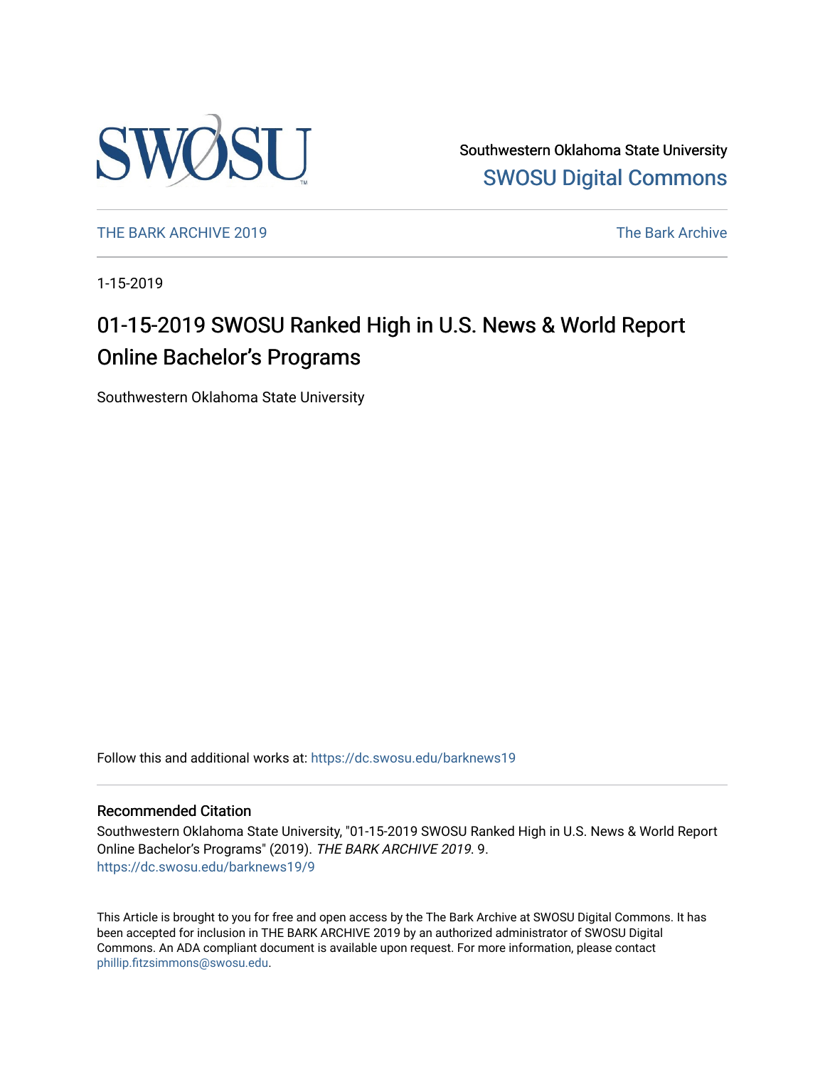Southwestern Oklahoma State University
SWOSU Digital Commons

THE BARK ARCHIVE 2019 — The Bark Archive

1-15-2019

# 01-15-2019 SWOSU Ranked High in U.S. News & World Report Online Bachelor's Programs

Southwestern Oklahoma State University

Follow this and additional works at: https://dc.swosu.edu/barknews19

## Recommended Citation

Southwestern Oklahoma State University, "01-15-2019 SWOSU Ranked High in U.S. News & World Report Online Bachelor's Programs" (2019). *THE BARK ARCHIVE 2019*. 9.
https://dc.swosu.edu/barknews19/9

This Article is brought to you for free and open access by the The Bark Archive at SWOSU Digital Commons. It has been accepted for inclusion in THE BARK ARCHIVE 2019 by an authorized administrator of SWOSU Digital Commons. An ADA compliant document is available upon request. For more information, please contact phillip.fitzsimmons@swosu.edu.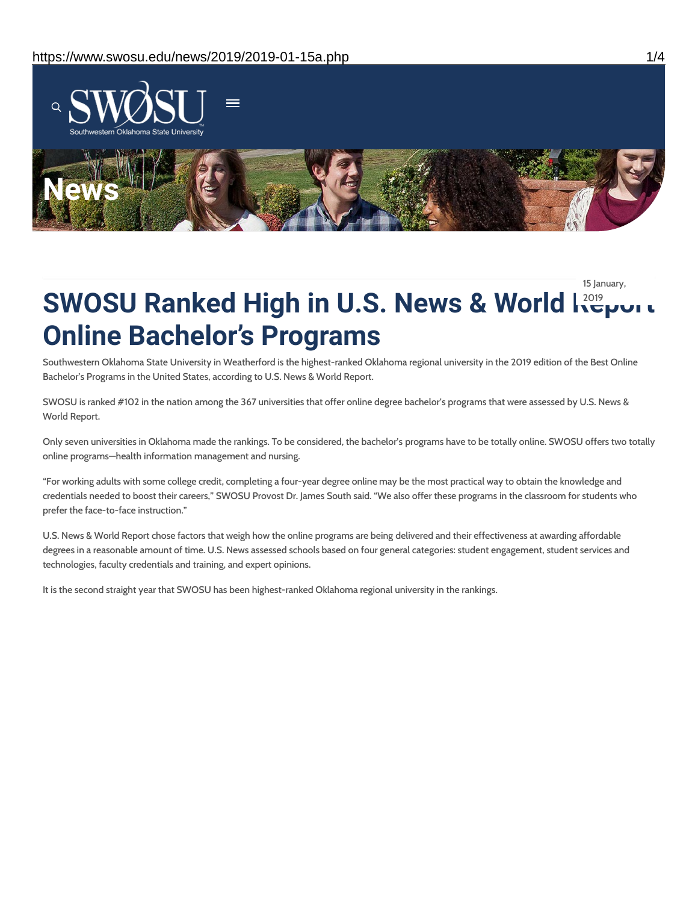# SWOSU Ranked High in U.S. News & World Report Online Bachelor's Programs

15 January, 2019

Southwestern Oklahoma State University in Weatherford is the highest-ranked Oklahoma regional university in the 2019 edition of the Best Online Bachelor's Programs in the United States, according to U.S. News & World Report.

SWOSU is ranked #102 in the nation among the 367 universities that offer online degree bachelor's programs that were assessed by U.S. News & World Report.

Only seven universities in Oklahoma made the rankings. To be considered, the bachelor's programs have to be totally online. SWOSU offers two totally online programs—health information management and nursing.

"For working adults with some college credit, completing a four-year degree online may be the most practical way to obtain the knowledge and credentials needed to boost their careers," SWOSU Provost Dr. James South said. "We also offer these programs in the classroom for students who prefer the face-to-face instruction."

U.S. News & World Report chose factors that weigh how the online programs are being delivered and their effectiveness at awarding affordable degrees in a reasonable amount of time. U.S. News assessed schools based on four general categories: student engagement, student services and technologies, faculty credentials and training, and expert opinions.

It is the second straight year that SWOSU has been highest-ranked Oklahoma regional university in the rankings.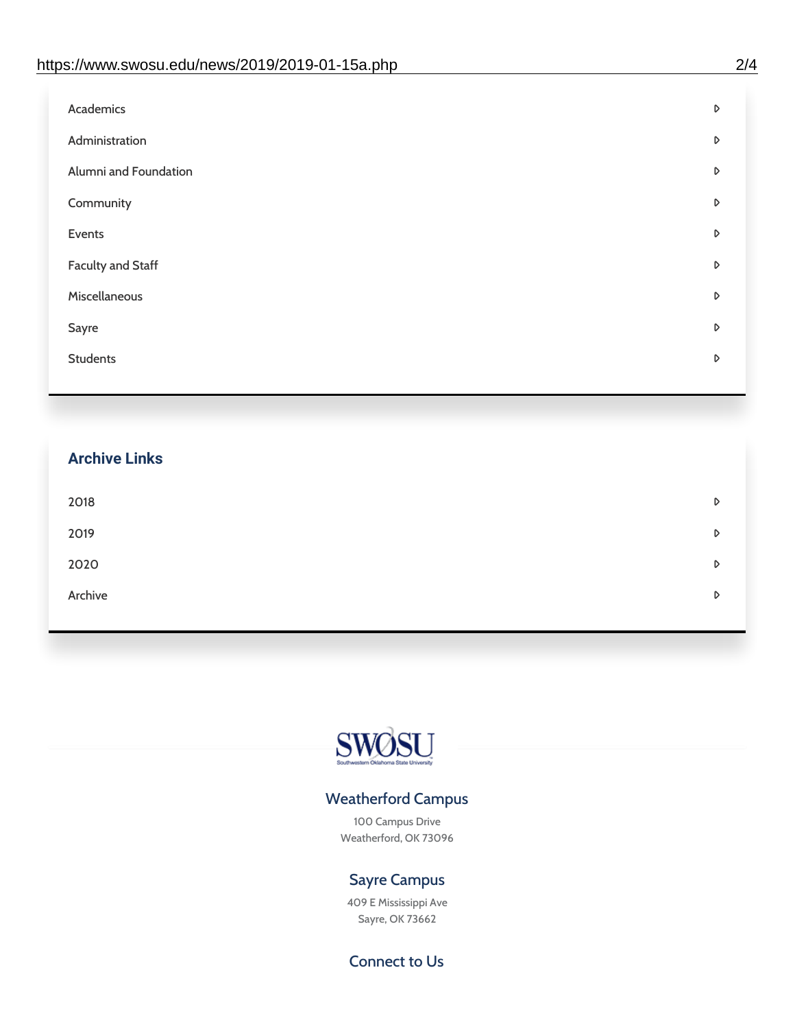- Academics
- Administration
- Alumni and Foundation
- Community
- Events
- Faculty and Staff
- Miscellaneous
- Sayre
- Students

## Archive Links

- 2018
- 2019
- 2020
- Archive

SWOSU
Southwestern Oklahoma State University

### Weatherford Campus

100 Campus Drive
Weatherford, OK 73096

### Sayre Campus

409 E Mississippi Ave
Sayre, OK 73662

### Connect to Us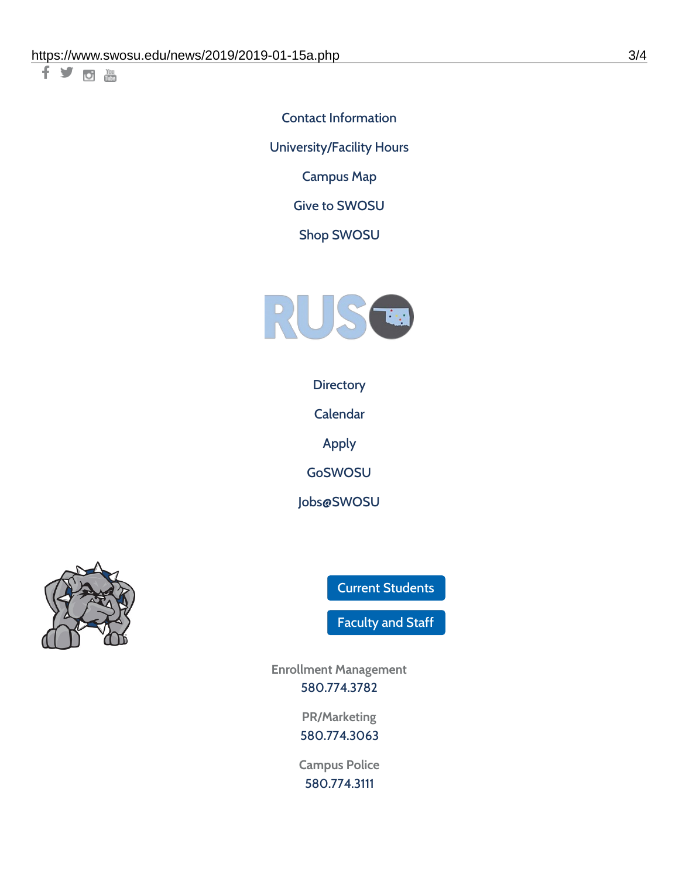Contact Information

University/Facility Hours

Campus Map

Give to SWOSU

Shop SWOSU

Directory

Calendar

Apply

GoSWOSU

Jobs@SWOSU

Current Students

Faculty and Staff

Enrollment Management
580.774.3782

PR/Marketing
580.774.3063

Campus Police
580.774.3111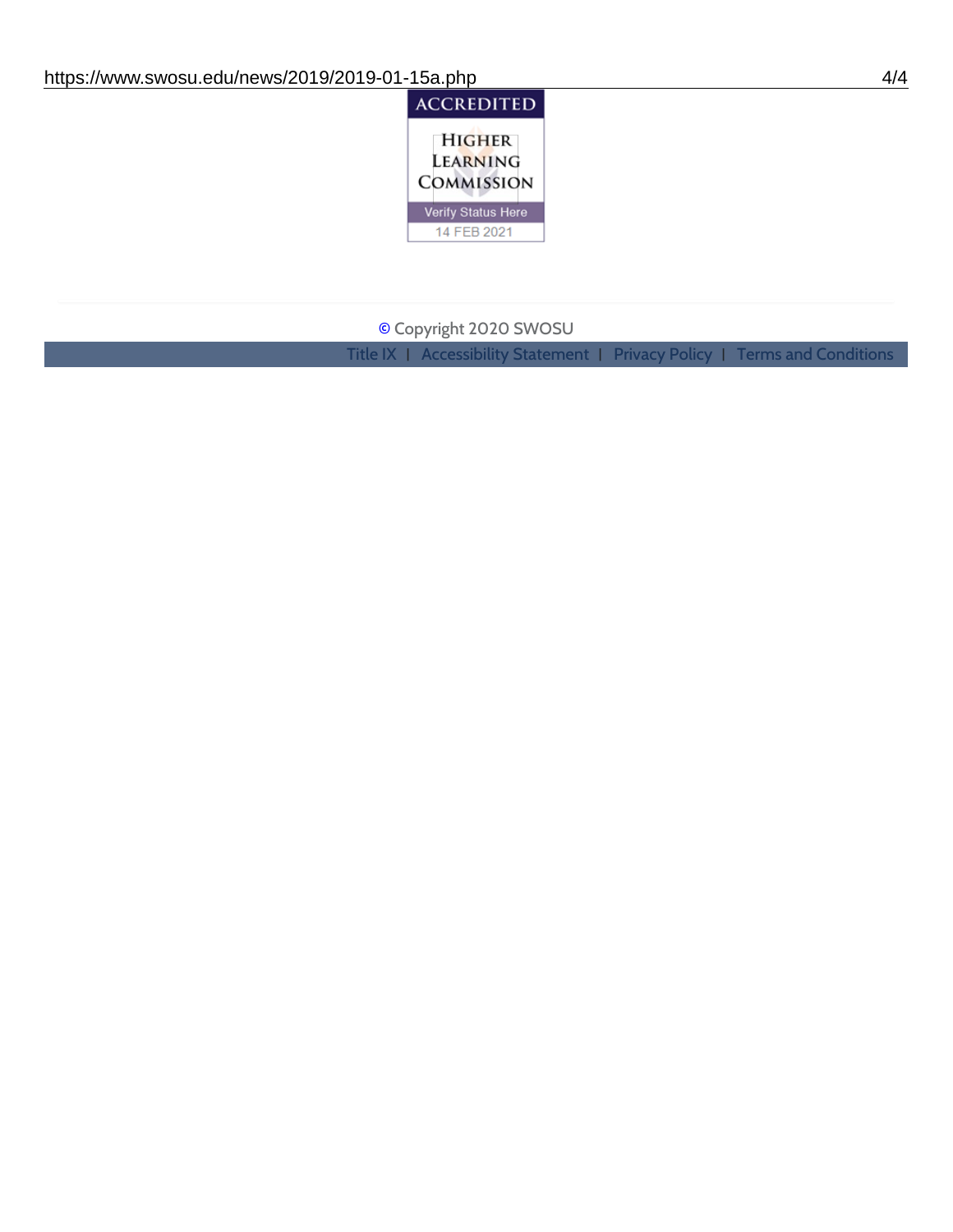ACCREDITED

HIGHER LEARNING COMMISSION

Verify Status Here

14 FEB 2021

© Copyright 2020 SWOSU

Title IX | Accessibility Statement | Privacy Policy | Terms and Conditions